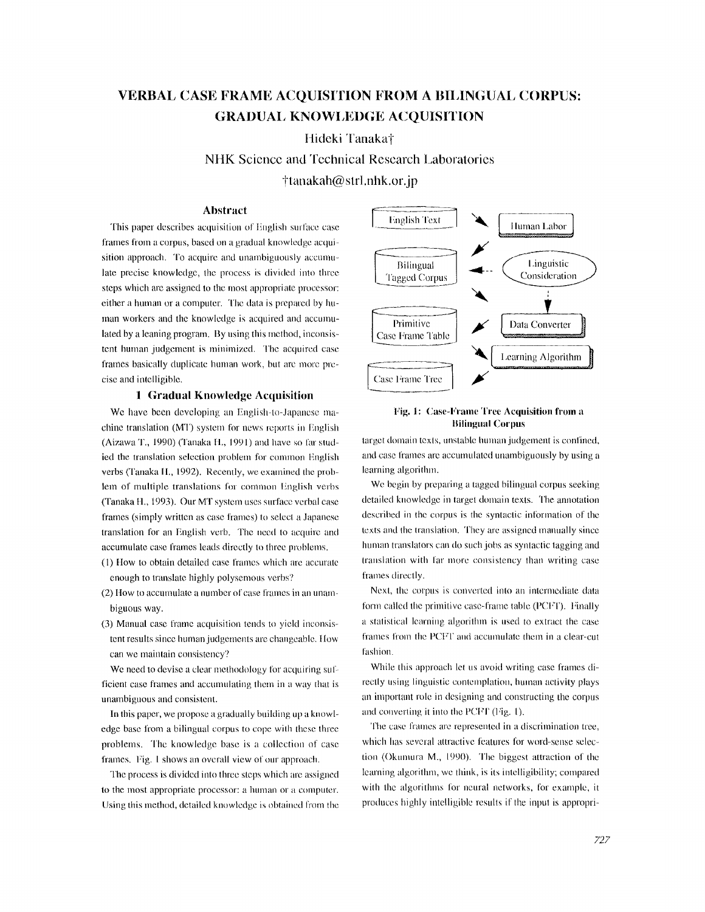# VERBAL CASE FRAME ACQUISITION FROM A BILINGUAL CORPUS: GRADUAL KNOWLEDGE ACQUISITION

Hideki Tanaka†

NHK Science and Technical Research Laboratories

†tanakah@strl.nhk.or.jp

## Abstract

This paper describes acquisition of English surface case frames from a corpus, based on a gradual knowledge acquisition approach. To acquire and unambiguously accumulate precise knowledge, the process is divided into three steps which are assigned to the most appropriate processor: either a human or a computer. The data is prepared by human workers and the knowledge is acquired and accumulated by a leaning program. By using this method, inconsistent human judgement is minimized. The acquired case frames basically duplicate human work, but are more precise and intelligible.

## 1 Gradual Knowledge Acquisition

We have been developing an English-to-Japanese machine translation (MT) system for news reports in English (Aizawa T., 1990) (Tanaka H., 1991) and have so far studied the translation selection problem for common English verbs (Tanaka H., 1992). Recently, we examined the problem of multiple translations for common English verbs (Tanaka H., 1993). Our MT system uses surface verbal case frames (simply written as case frames) to select a Japanese translation for an English verb. The need to acquire and accumulate case frames leads directly to three problems.

(1) How to obtain detailed case frames which are accurate enough to translate highly polysemous verbs?

(2) How to accumulate a number of case frames in an unambiguous way.

(3) Manual case frame acquisition tends to yield inconsistent results since human judgements are changeable. How can we maintain consistency?

We need to devise a clear methodology for acquiring sufficient case frames and accumulating them in a way that is unambiguous and consistent.

In this paper, we propose a gradually building up a knowledge base from a bilingual corpus to cope with these three problems. The knowledge base is a collection of case frames. Fig. 1 shows an overall view of our approach.

The process is divided into three steps which are assigned to the most appropriate processor: a human or a computer. Using this method, detailed knowledge is obtained from the target domain texts, unstable human judgement is confined, and case frames are accumulated unambiguously by using a learning algorithm.

English Text — Human Labor — Bilingual Tagged Corpus — Linguistic Consideration — Primitive Case Frame Table — Data Converter — Learning Algorithm — Case Frame Tree

**Fig. 1: Case-Frame Tree Acquisition from a Bilingual Corpus**

We begin by preparing a tagged bilingual corpus seeking detailed knowledge in target domain texts. The annotation described in the corpus is the syntactic information of the texts and the translation. They are assigned manually since human translators can do such jobs as syntactic tagging and translation with far more consistency than writing case frames directly.

Next, the corpus is converted into an intermediate data form called the primitive case-frame table (PCFT). Finally a statistical learning algorithm is used to extract the case frames from the PCFT and accumulate them in a clear-cut fashion.

While this approach let us avoid writing case frames directly using linguistic contemplation, human activity plays an important role in designing and constructing the corpus and converting it into the PCFT (Fig. 1).

The case frames are represented in a discrimination tree, which has several attractive features for word-sense selection (Okumura M., 1990). The biggest attraction of the learning algorithm, we think, is its intelligibility; compared with the algorithms for neural networks, for example, it produces highly intelligible results if the input is appropri-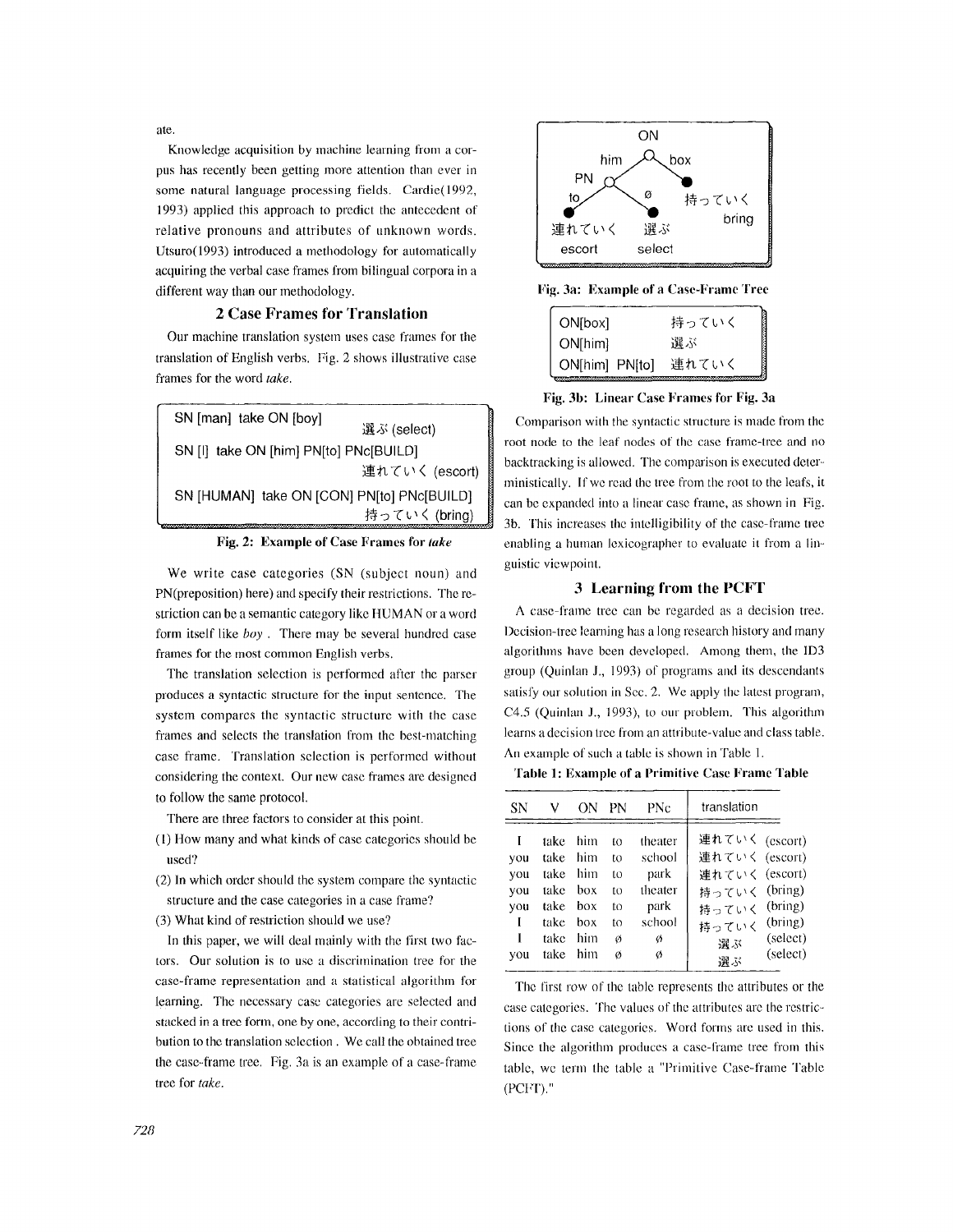ate.

Knowledge acquisition by machine learning from a corpus has recently been getting more attention than ever in some natural language processing fields. Cardie(1992, 1993) applied this approach to predict the antecedent of relative pronouns and attributes of unknown words. Utsuro(1993) introduced a methodology for automatically acquiring the verbal case frames from bilingual corpora in a different way than our methodology.

## 2 Case Frames for Translation

Our machine translation system uses case frames for the translation of English verbs. Fig. 2 shows illustrative case frames for the word *take*.

```
SN [man]  take ON [boy]                      選ぶ (select)
SN [I]  take ON [him] PN[to] PNc[BUILD]
                                             連れていく (escort)
SN [HUMAN]  take ON [CON] PN[to] PNc[BUILD]
                                             持っていく (bring)
```

**Fig. 2: Example of Case Frames for *take***

We write case categories (SN (subject noun) and PN(preposition) here) and specify their restrictions. The restriction can be a semantic category like HUMAN or a word form itself like *boy* . There may be several hundred case frames for the most common English verbs.

The translation selection is performed after the parser produces a syntactic structure for the input sentence. The system compares the syntactic structure with the case frames and selects the translation from the best-matching case frame. Translation selection is performed without considering the context. Our new case frames are designed to follow the same protocol.

There are three factors to consider at this point.

(1) How many and what kinds of case categories should be used?

(2) In which order should the system compare the syntactic structure and the case categories in a case frame?

(3) What kind of restriction should we use?

In this paper, we will deal mainly with the first two factors. Our solution is to use a discrimination tree for the case-frame representation and a statistical algorithm for learning. The necessary case categories are selected and stacked in a tree form, one by one, according to their contribution to the translation selection . We call the obtained tree the case-frame tree. Fig. 3a is an example of a case-frame tree for *take*.

```
                 ON
          him  /    \  box
         PN              持っていく
     to  /  \  ø            bring
 連れていく    選ぶ
   escort     select
```

**Fig. 3a: Example of a Case-Frame Tree**

| | |
|---|---|
| ON[box] | 持っていく |
| ON[him] | 選ぶ |
| ON[him] PN[to] | 連れていく |

**Fig. 3b: Linear Case Frames for Fig. 3a**

Comparison with the syntactic structure is made from the root node to the leaf nodes of the case frame-tree and no backtracking is allowed. The comparison is executed deterministically. If we read the tree from the root to the leafs, it can be expanded into a linear case frame, as shown in Fig. 3b. This increases the intelligibility of the case-frame tree enabling a human lexicographer to evaluate it from a linguistic viewpoint.

## 3 Learning from the PCFT

A case-frame tree can be regarded as a decision tree. Decision-tree learning has a long research history and many algorithms have been developed. Among them, the ID3 group (Quinlan J., 1993) of programs and its descendants satisfy our solution in Sec. 2. We apply the latest program, C4.5 (Quinlan J., 1993), to our problem. This algorithm learns a decision tree from an attribute-value and class table. An example of such a table is shown in Table 1.

**Table 1: Example of a Primitive Case Frame Table**

| SN | V | ON | PN | PNc | translation |
|---|---|---|---|---|---|
| I | take | him | to | theater | 連れていく (escort) |
| you | take | him | to | school | 連れていく (escort) |
| you | take | him | to | park | 連れていく (escort) |
| you | take | box | to | theater | 持っていく (bring) |
| you | take | box | to | park | 持っていく (bring) |
| I | take | box | to | school | 持っていく (bring) |
| I | take | him | ø | ø | 選ぶ (select) |
| you | take | him | ø | ø | 選ぶ (select) |

The first row of the table represents the attributes or the case categories. The values of the attributes are the restrictions of the case categories. Word forms are used in this. Since the algorithm produces a case-frame tree from this table, we term the table a "Primitive Case-frame Table (PCFT)."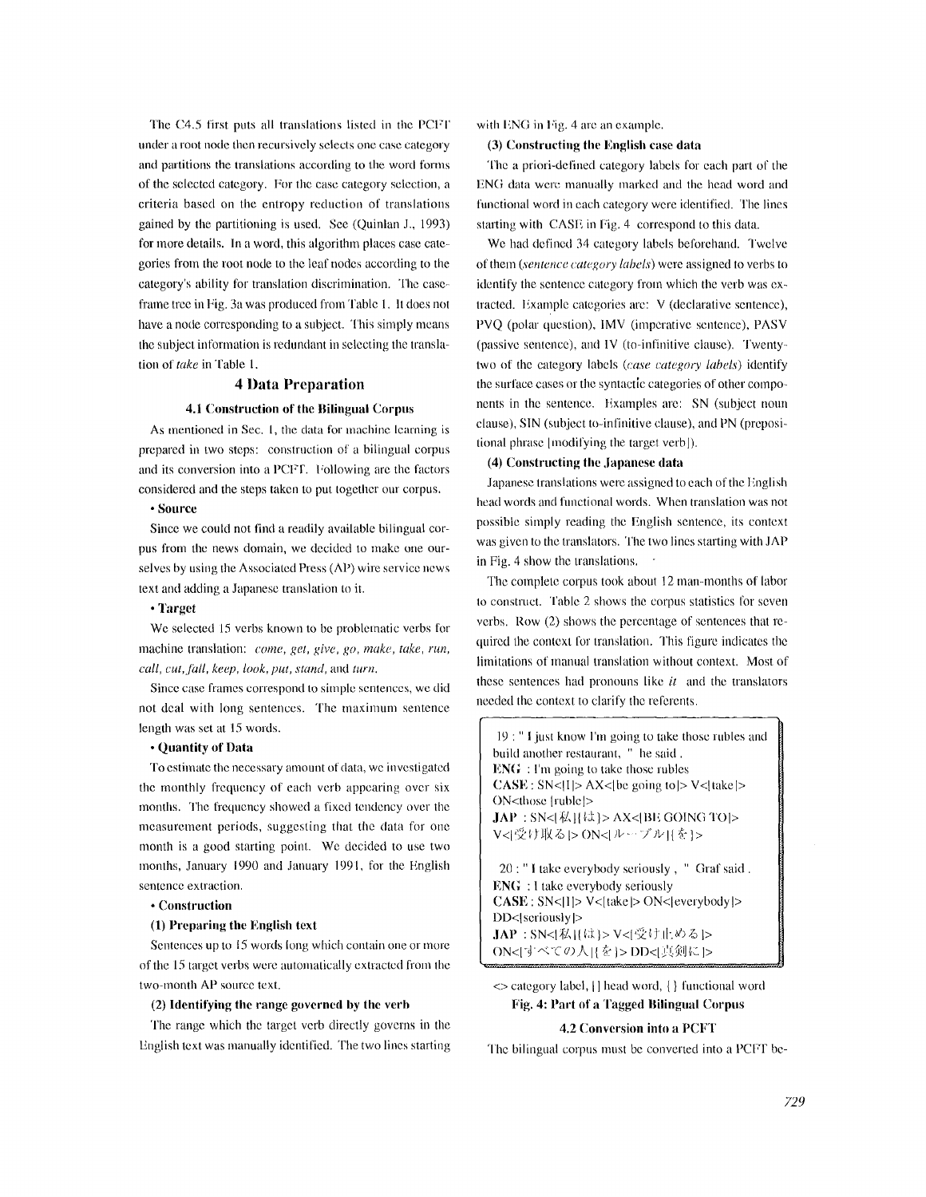The C4.5 first puts all translations listed in the PCFT under a root node then recursively selects one case category and partitions the translations according to the word forms of the selected category. For the case category selection, a criteria based on the entropy reduction of translations gained by the partitioning is used. See (Quinlan J., 1993) for more details. In a word, this algorithm places case categories from the root node to the leaf nodes according to the category's ability for translation discrimination. The case-frame tree in Fig. 3a was produced from Table 1. It does not have a node corresponding to a subject. This simply means the subject information is redundant in selecting the translation of *take* in Table 1.

## 4 Data Preparation

### 4.1 Construction of the Bilingual Corpus

As mentioned in Sec. 1, the data for machine learning is prepared in two steps: construction of a bilingual corpus and its conversion into a PCFT. Following are the factors considered and the steps taken to put together our corpus.

**• Source**

Since we could not find a readily available bilingual corpus from the news domain, we decided to make one ourselves by using the Associated Press (AP) wire service news text and adding a Japanese translation to it.

**• Target**

We selected 15 verbs known to be problematic verbs for machine translation: *come, get, give, go, make, take, run, call, cut, fall, keep, look, put, stand,* and *turn*.

Since case frames correspond to simple sentences, we did not deal with long sentences. The maximum sentence length was set at 15 words.

**• Quantity of Data**

To estimate the necessary amount of data, we investigated the monthly frequency of each verb appearing over six months. The frequency showed a fixed tendency over the measurement periods, suggesting that the data for one month is a good starting point. We decided to use two months, January 1990 and January 1991, for the English sentence extraction.

**• Construction**

**(1) Preparing the English text**

Sentences up to 15 words long which contain one or more of the 15 target verbs were automatically extracted from the two-month AP source text.

**(2) Identifying the range governed by the verb**

The range which the target verb directly governs in the English text was manually identified. The two lines starting with ENG in Fig. 4 are an example.

**(3) Constructing the English case data**

The a priori-defined category labels for each part of the ENG data were manually marked and the head word and functional word in each category were identified. The lines starting with CASE in Fig. 4 correspond to this data.

We had defined 34 category labels beforehand. Twelve of them (*sentence category labels*) were assigned to verbs to identify the sentence category from which the verb was extracted. Example categories are: V (declarative sentence), PVQ (polar question), IMV (imperative sentence), PASV (passive sentence), and IV (to-infinitive clause). Twenty-two of the category labels (*case category labels*) identify the surface cases or the syntactic categories of other components in the sentence. Examples are: SN (subject noun clause), SIN (subject to-infinitive clause), and PN (prepositional phrase [modifying the target verb]).

**(4) Constructing the Japanese data**

Japanese translations were assigned to each of the English head words and functional words. When translation was not possible simply reading the English sentence, its context was given to the translators. The two lines starting with JAP in Fig. 4 show the translations.

The complete corpus took about 12 man-months of labor to construct. Table 2 shows the corpus statistics for seven verbs. Row (2) shows the percentage of sentences that required the context for translation. This figure indicates the limitations of manual translation without context. Most of these sentences had pronouns like *it* and the translators needed the context to clarify the referents.

```
19 : " I just know I'm going to take those rubles and build another restaurant, " he said .
ENG  : I'm going to take those rubles
CASE : SN<|I|> AX<|be going to|> V<|take|> ON<those |ruble|>
JAP  : SN<|私|{は}> AX<|BE GOING TO|> V<|受け取る|> ON<|ルーブル|{を}>

20 : " I take everybody seriously , " Graf said .
ENG  : I take everybody seriously
CASE : SN<|I|> V<|take|> ON<|everybody|> DD<|seriously|>
JAP  : SN<|私|{は}> V<|受け止める|> ON<|すべての人|{を}> DD<|真剣に|>
```

<> category label, | | head word, { } functional word

**Fig. 4: Part of a Tagged Bilingual Corpus**

### 4.2 Conversion into a PCFT

The bilingual corpus must be converted into a PCFT be-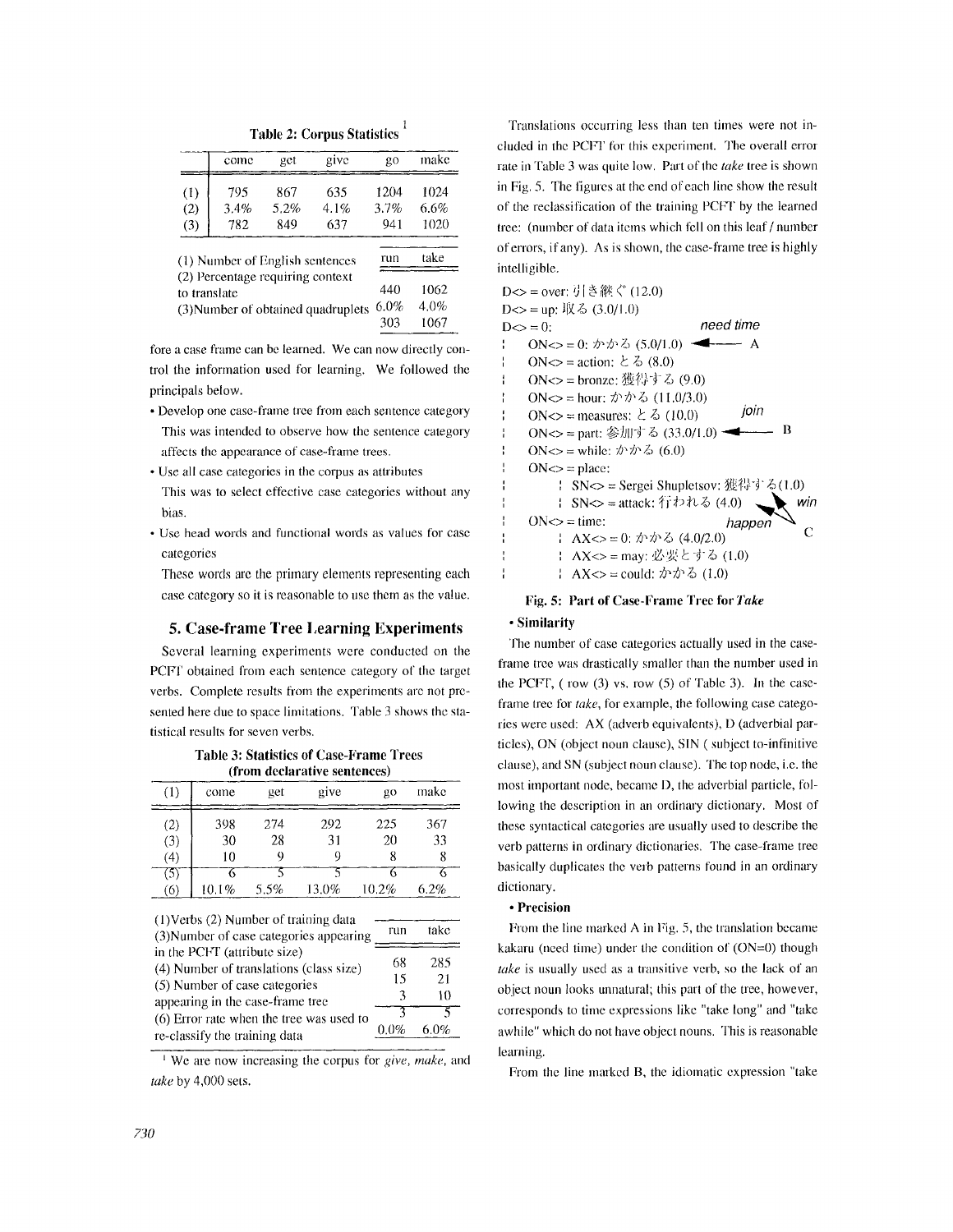**Table 2: Corpus Statistics** [1]

| | come | get | give | go | make | run | take |
|---|---|---|---|---|---|---|---|
| (1) | 795 | 867 | 635 | 1204 | 1024 | 440 | 1062 |
| (2) | 3.4% | 5.2% | 4.1% | 3.7% | 6.6% | 6.0% | 4.0% |
| (3) | 782 | 849 | 637 | 941 | 1020 | 303 | 1067 |

(1) Number of English sentences
(2) Percentage requiring context to translate
(3)Number of obtained quadruplets

fore a case frame can be learned. We can now directly control the information used for learning. We followed the principals below.

- Develop one case-frame tree from each sentence category
  This was intended to observe how the sentence category affects the appearance of case-frame trees.
- Use all case categories in the corpus as attributes
  This was to select effective case categories without any bias.
- Use head words and functional words as values for case categories
  These words are the primary elements representing each case category so it is reasonable to use them as the value.

## 5. Case-frame Tree Learning Experiments

Several learning experiments were conducted on the PCFT obtained from each sentence category of the target verbs. Complete results from the experiments are not presented here due to space limitations. Table 3 shows the statistical results for seven verbs.

**Table 3: Statistics of Case-Frame Trees (from declarative sentences)**

| (1) | come | get | give | go | make | run | take |
|---|---|---|---|---|---|---|---|
| (2) | 398 | 274 | 292 | 225 | 367 | 68 | 285 |
| (3) | 30 | 28 | 31 | 20 | 33 | 15 | 21 |
| (4) | 10 | 9 | 9 | 8 | 8 | 3 | 10 |
| (5) | 6 | 5 | 5 | 6 | 6 | 3 | 5 |
| (6) | 10.1% | 5.5% | 13.0% | 10.2% | 6.2% | 0.0% | 6.0% |

(1)Verbs (2) Number of training data
(3)Number of case categories appearing in the PCFT (attribute size)
(4) Number of translations (class size)
(5) Number of case categories appearing in the case-frame tree
(6) Error rate when the tree was used to re-classify the training data

[1] We are now increasing the corpus for *give*, *make*, and *take* by 4,000 sets.

Translations occurring less than ten times were not included in the PCFT for this experiment. The overall error rate in Table 3 was quite low. Part of the *take* tree is shown in Fig. 5. The figures at the end of each line show the result of the reclassification of the training PCFT by the learned tree: (number of data items which fell on this leaf / number of errors, if any). As is shown, the case-frame tree is highly intelligible.

```
D<> = over: 引き継ぐ (12.0)
D<> = up: 取る (3.0/1.0)
D<> = 0:                                    need time
|   ON<> = 0: かかる (5.0/1.0)  <----- A
|   ON<> = action: とる (8.0)
|   ON<> = bronze: 獲得する (9.0)
|   ON<> = hour: かかる (11.0/3.0)
|   ON<> = measures: とる (10.0)            join
|   ON<> = part: 参加する (33.0/1.0)  <----- B
|   ON<> = while: かかる (6.0)
|   ON<> = place:
|   |   SN<> = Sergei Shupletsov: 獲得する (1.0)
|   |   SN<> = attack: 行われる (4.0)          win
|   ON<> = time:                         happen      C
|   |   AX<> = 0: かかる (4.0/2.0)
|   |   AX<> = may: 必要とする (1.0)
|   |   AX<> = could: かかる (1.0)
```

**Fig. 5: Part of Case-Frame Tree for *Take***

**• Similarity**

The number of case categories actually used in the case-frame tree was drastically smaller than the number used in the PCFT, ( row (3) vs. row (5) of Table 3). In the case-frame tree for *take*, for example, the following case categories were used: AX (adverb equivalents), D (adverbial particles), ON (object noun clause), SIN ( subject to-infinitive clause), and SN (subject noun clause). The top node, i.e. the most important node, became D, the adverbial particle, following the description in an ordinary dictionary. Most of these syntactical categories are usually used to describe the verb patterns in ordinary dictionaries. The case-frame tree basically duplicates the verb patterns found in an ordinary dictionary.

**• Precision**

From the line marked A in Fig. 5, the translation became kakaru (need time) under the condition of (ON=0) though *take* is usually used as a transitive verb, so the lack of an object noun looks unnatural; this part of the tree, however, corresponds to time expressions like "take long" and "take awhile" which do not have object nouns. This is reasonable learning.

From the line marked B, the idiomatic expression "take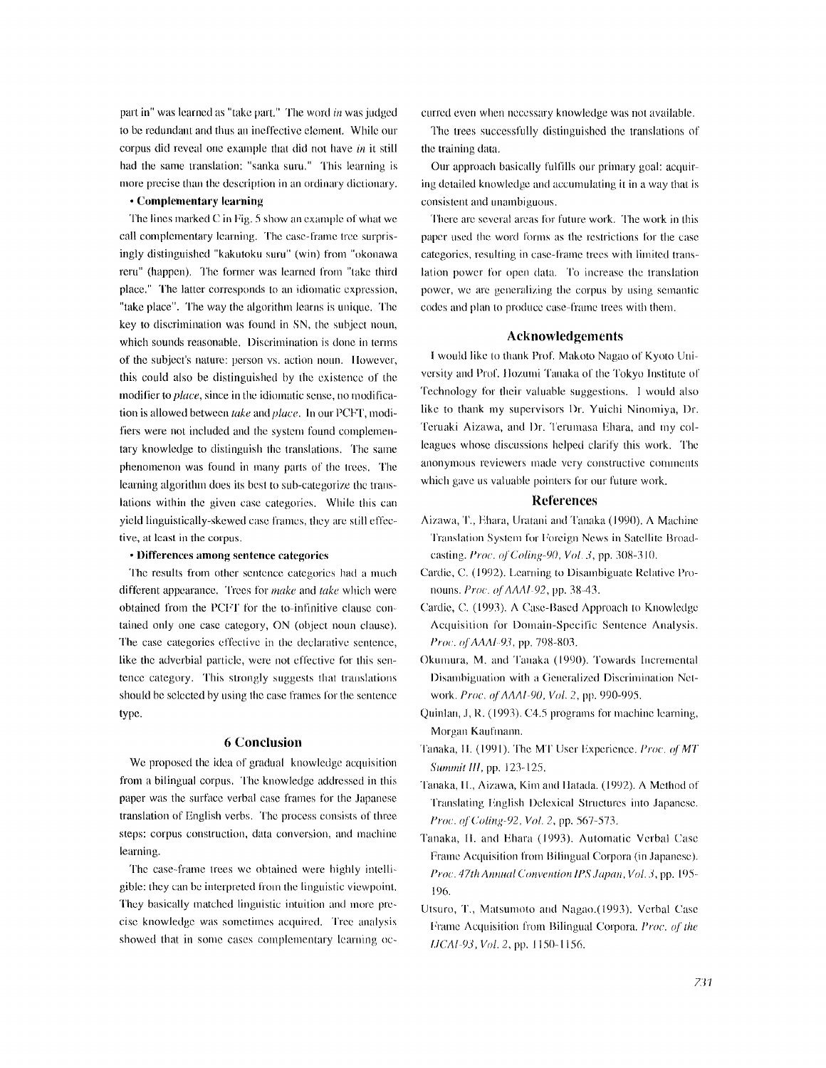part in" was learned as "take part." The word *in* was judged to be redundant and thus an ineffective element. While our corpus did reveal one example that did not have *in* it still had the same translation: "sanka suru." This learning is more precise than the description in an ordinary dictionary.

**• Complementary learning**

The lines marked C in Fig. 5 show an example of what we call complementary learning. The case-frame tree surprisingly distinguished "kakutoku suru" (win) from "okonawa reru" (happen). The former was learned from "take third place." The latter corresponds to an idiomatic expression, "take place". The way the algorithm learns is unique. The key to discrimination was found in SN, the subject noun, which sounds reasonable. Discrimination is done in terms of the subject's nature: person vs. action noun. However, this could also be distinguished by the existence of the modifier to *place*, since in the idiomatic sense, no modification is allowed between *take* and *place*. In our PCFT, modifiers were not included and the system found complementary knowledge to distinguish the translations. The same phenomenon was found in many parts of the trees. The learning algorithm does its best to sub-categorize the translations within the given case categories. While this can yield linguistically-skewed case frames, they are still effective, at least in the corpus.

**• Differences among sentence categories**

The results from other sentence categories had a much different appearance. Trees for *make* and *take* which were obtained from the PCFT for the to-infinitive clause contained only one case category, ON (object noun clause). The case categories effective in the declarative sentence, like the adverbial particle, were not effective for this sentence category. This strongly suggests that translations should be selected by using the case frames for the sentence type.

## 6 Conclusion

We proposed the idea of gradual knowledge acquisition from a bilingual corpus. The knowledge addressed in this paper was the surface verbal case frames for the Japanese translation of English verbs. The process consists of three steps: corpus construction, data conversion, and machine learning.

The case-frame trees we obtained were highly intelligible: they can be interpreted from the linguistic viewpoint. They basically matched linguistic intuition and more precise knowledge was sometimes acquired. Tree analysis showed that in some cases complementary learning occurred even when necessary knowledge was not available.

The trees successfully distinguished the translations of the training data.

Our approach basically fulfills our primary goal: acquiring detailed knowledge and accumulating it in a way that is consistent and unambiguous.

There are several areas for future work. The work in this paper used the word forms as the restrictions for the case categories, resulting in case-frame trees with limited translation power for open data. To increase the translation power, we are generalizing the corpus by using semantic codes and plan to produce case-frame trees with them.

## Acknowledgements

I would like to thank Prof. Makoto Nagao of Kyoto University and Prof. Hozumi Tanaka of the Tokyo Institute of Technology for their valuable suggestions. I would also like to thank my supervisors Dr. Yuichi Ninomiya, Dr. Teruaki Aizawa, and Dr. Terumasa Ehara, and my colleagues whose discussions helped clarify this work. The anonymous reviewers made very constructive comments which gave us valuable pointers for our future work.

## References

Aizawa, T., Ehara, Uratani and Tanaka (1990). A Machine Translation System for Foreign News in Satellite Broadcasting. *Proc. of Coling-90, Vol. 3*, pp. 308-310.

Cardie, C. (1992). Learning to Disambiguate Relative Pronouns. *Proc. of AAAI-92*, pp. 38-43.

Cardie, C. (1993). A Case-Based Approach to Knowledge Acquisition for Domain-Specific Sentence Analysis. *Proc. of AAAI-93*, pp. 798-803.

Okumura, M. and Tanaka (1990). Towards Incremental Disambiguation with a Generalized Discrimination Network. *Proc. of AAAI-90, Vol. 2*, pp. 990-995.

Quinlan, J. R. (1993). C4.5 programs for machine learning, Morgan Kaufmann.

Tanaka, H. (1991). The MT User Experience. *Proc. of MT Summit III*, pp. 123-125.

Tanaka, H., Aizawa, Kim and Hatada. (1992). A Method of Translating English Delexical Structures into Japanese. *Proc. of Coling-92, Vol. 2*, pp. 567-573.

Tanaka, H. and Ehara (1993). Automatic Verbal Case Frame Acquisition from Bilingual Corpora (in Japanese). *Proc. 47th Annual Convention IPS Japan, Vol. 3*, pp. 195-196.

Utsuro, T., Matsumoto and Nagao.(1993). Verbal Case Frame Acquisition from Bilingual Corpora. *Proc. of the IJCAI-93, Vol. 2*, pp. 1150-1156.